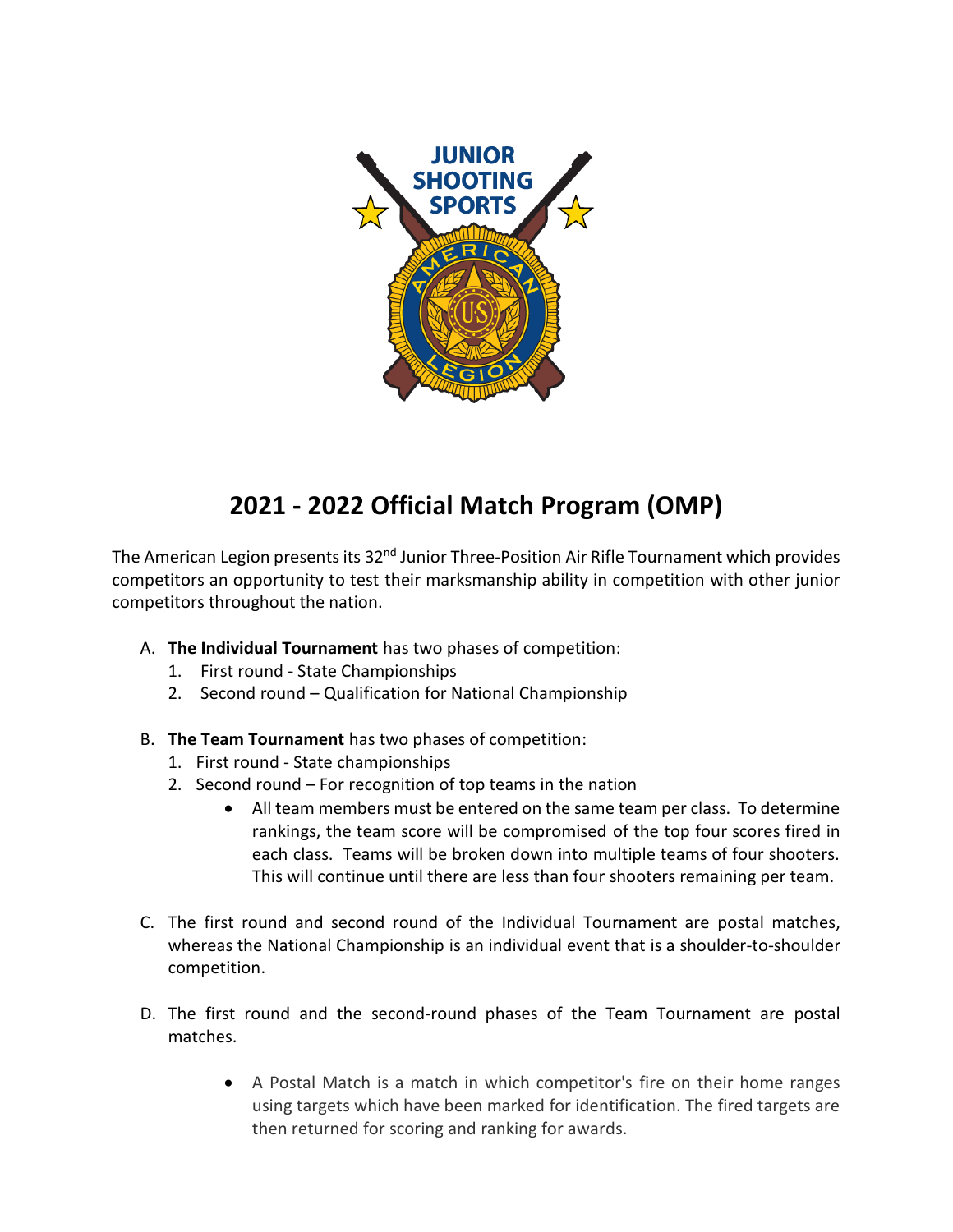# 2021 - 2022 Official Match Program (OMP)

The American Legion presents its 32nd Junior Three-Position Air Rifle Tournament which provides competitors an opportunity to test their marksmanship ability in competition with other junior competitors throughout the nation.

A. **The Individual Tournament** has two phases of competition:
   1. First round - State Championships
   2. Second round – Qualification for National Championship

B. **The Team Tournament** has two phases of competition:
   1. First round - State championships
   2. Second round – For recognition of top teams in the nation
      - All team members must be entered on the same team per class. To determine rankings, the team score will be compromised of the top four scores fired in each class. Teams will be broken down into multiple teams of four shooters. This will continue until there are less than four shooters remaining per team.

C. The first round and second round of the Individual Tournament are postal matches, whereas the National Championship is an individual event that is a shoulder-to-shoulder competition.

D. The first round and the second-round phases of the Team Tournament are postal matches.

   - A Postal Match is a match in which competitor's fire on their home ranges using targets which have been marked for identification. The fired targets are then returned for scoring and ranking for awards.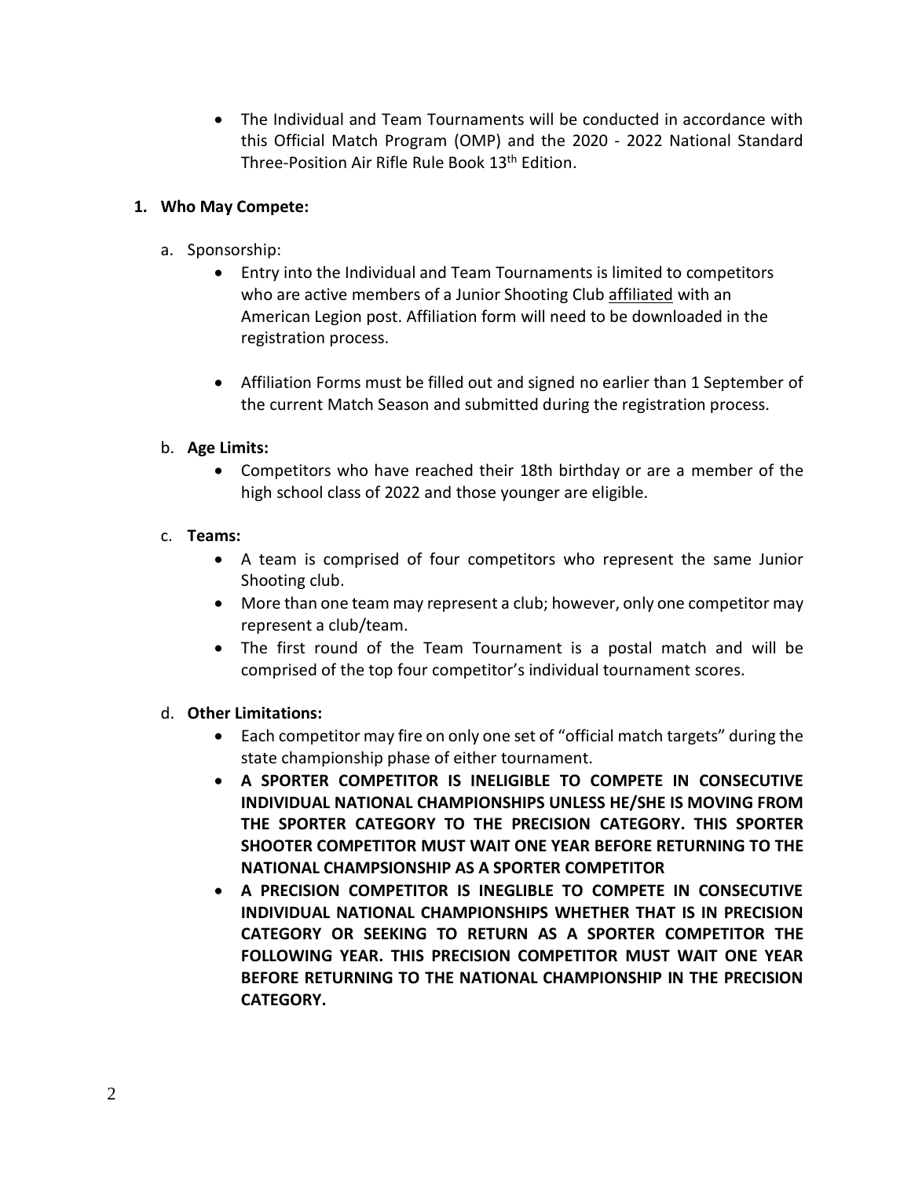- The Individual and Team Tournaments will be conducted in accordance with this Official Match Program (OMP) and the 2020 - 2022 National Standard Three-Position Air Rifle Rule Book 13th Edition.

1. **Who May Compete:**

   a. Sponsorship:
      - Entry into the Individual and Team Tournaments is limited to competitors who are active members of a Junior Shooting Club affiliated with an American Legion post. Affiliation form will need to be downloaded in the registration process.
      - Affiliation Forms must be filled out and signed no earlier than 1 September of the current Match Season and submitted during the registration process.

   b. **Age Limits:**
      - Competitors who have reached their 18th birthday or are a member of the high school class of 2022 and those younger are eligible.

   c. **Teams:**
      - A team is comprised of four competitors who represent the same Junior Shooting club.
      - More than one team may represent a club; however, only one competitor may represent a club/team.
      - The first round of the Team Tournament is a postal match and will be comprised of the top four competitor's individual tournament scores.

   d. **Other Limitations:**
      - Each competitor may fire on only one set of "official match targets" during the state championship phase of either tournament.
      - **A SPORTER COMPETITOR IS INELIGIBLE TO COMPETE IN CONSECUTIVE INDIVIDUAL NATIONAL CHAMPIONSHIPS UNLESS HE/SHE IS MOVING FROM THE SPORTER CATEGORY TO THE PRECISION CATEGORY. THIS SPORTER SHOOTER COMPETITOR MUST WAIT ONE YEAR BEFORE RETURNING TO THE NATIONAL CHAMPSIONSHIP AS A SPORTER COMPETITOR**
      - **A PRECISION COMPETITOR IS INEGLIBLE TO COMPETE IN CONSECUTIVE INDIVIDUAL NATIONAL CHAMPIONSHIPS WHETHER THAT IS IN PRECISION CATEGORY OR SEEKING TO RETURN AS A SPORTER COMPETITOR THE FOLLOWING YEAR. THIS PRECISION COMPETITOR MUST WAIT ONE YEAR BEFORE RETURNING TO THE NATIONAL CHAMPIONSHIP IN THE PRECISION CATEGORY.**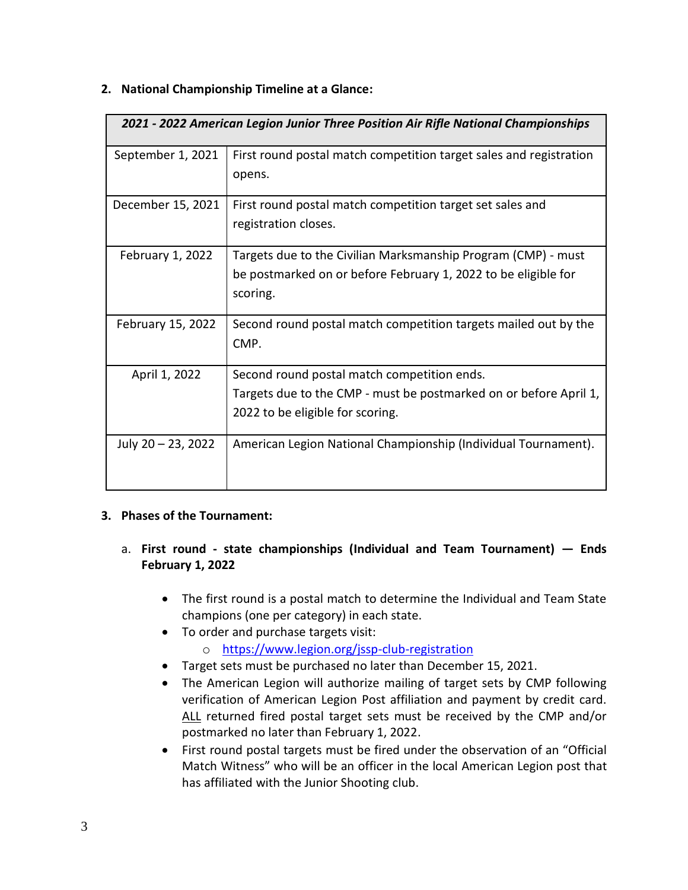2. **National Championship Timeline at a Glance:**

| *2021 - 2022 American Legion Junior Three Position Air Rifle National Championships* | |
|---|---|
| September 1, 2021 | First round postal match competition target sales and registration opens. |
| December 15, 2021 | First round postal match competition target set sales and registration closes. |
| February 1, 2022 | Targets due to the Civilian Marksmanship Program (CMP) - must be postmarked on or before February 1, 2022 to be eligible for scoring. |
| February 15, 2022 | Second round postal match competition targets mailed out by the CMP. |
| April 1, 2022 | Second round postal match competition ends.<br>Targets due to the CMP - must be postmarked on or before April 1, 2022 to be eligible for scoring. |
| July 20 – 23, 2022 | American Legion National Championship (Individual Tournament). |

3. **Phases of the Tournament:**

   a. **First round - state championships (Individual and Team Tournament) — Ends February 1, 2022**

   - The first round is a postal match to determine the Individual and Team State champions (one per category) in each state.
   - To order and purchase targets visit:
     - https://www.legion.org/jssp-club-registration
   - Target sets must be purchased no later than December 15, 2021.
   - The American Legion will authorize mailing of target sets by CMP following verification of American Legion Post affiliation and payment by credit card. ALL returned fired postal target sets must be received by the CMP and/or postmarked no later than February 1, 2022.
   - First round postal targets must be fired under the observation of an "Official Match Witness" who will be an officer in the local American Legion post that has affiliated with the Junior Shooting club.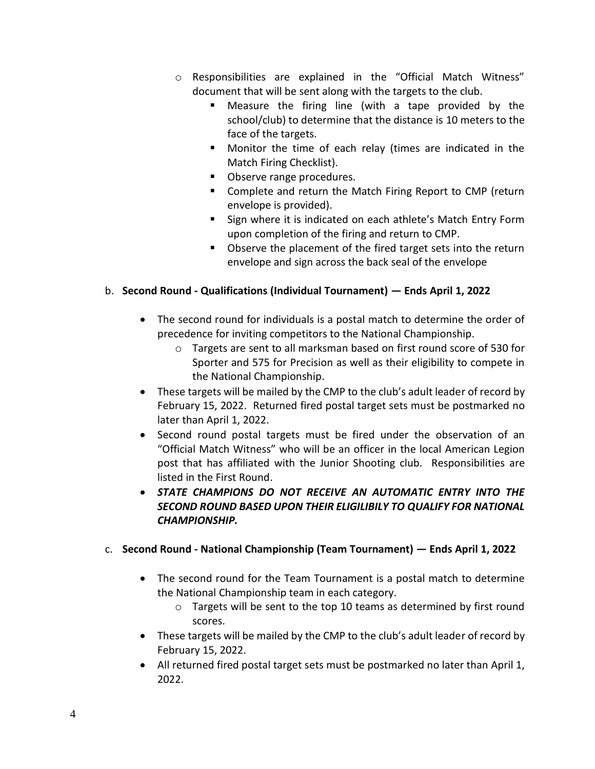- Responsibilities are explained in the "Official Match Witness" document that will be sent along with the targets to the club.
  - Measure the firing line (with a tape provided by the school/club) to determine that the distance is 10 meters to the face of the targets.
  - Monitor the time of each relay (times are indicated in the Match Firing Checklist).
  - Observe range procedures.
  - Complete and return the Match Firing Report to CMP (return envelope is provided).
  - Sign where it is indicated on each athlete's Match Entry Form upon completion of the firing and return to CMP.
  - Observe the placement of the fired target sets into the return envelope and sign across the back seal of the envelope

b. **Second Round - Qualifications (Individual Tournament) — Ends April 1, 2022**

- The second round for individuals is a postal match to determine the order of precedence for inviting competitors to the National Championship.
  - Targets are sent to all marksman based on first round score of 530 for Sporter and 575 for Precision as well as their eligibility to compete in the National Championship.
- These targets will be mailed by the CMP to the club's adult leader of record by February 15, 2022. Returned fired postal target sets must be postmarked no later than April 1, 2022.
- Second round postal targets must be fired under the observation of an "Official Match Witness" who will be an officer in the local American Legion post that has affiliated with the Junior Shooting club. Responsibilities are listed in the First Round.
- ***STATE CHAMPIONS DO NOT RECEIVE AN AUTOMATIC ENTRY INTO THE SECOND ROUND BASED UPON THEIR ELIGILIBILY TO QUALIFY FOR NATIONAL CHAMPIONSHIP.***

c. **Second Round - National Championship (Team Tournament) — Ends April 1, 2022**

- The second round for the Team Tournament is a postal match to determine the National Championship team in each category.
  - Targets will be sent to the top 10 teams as determined by first round scores.
- These targets will be mailed by the CMP to the club's adult leader of record by February 15, 2022.
- All returned fired postal target sets must be postmarked no later than April 1, 2022.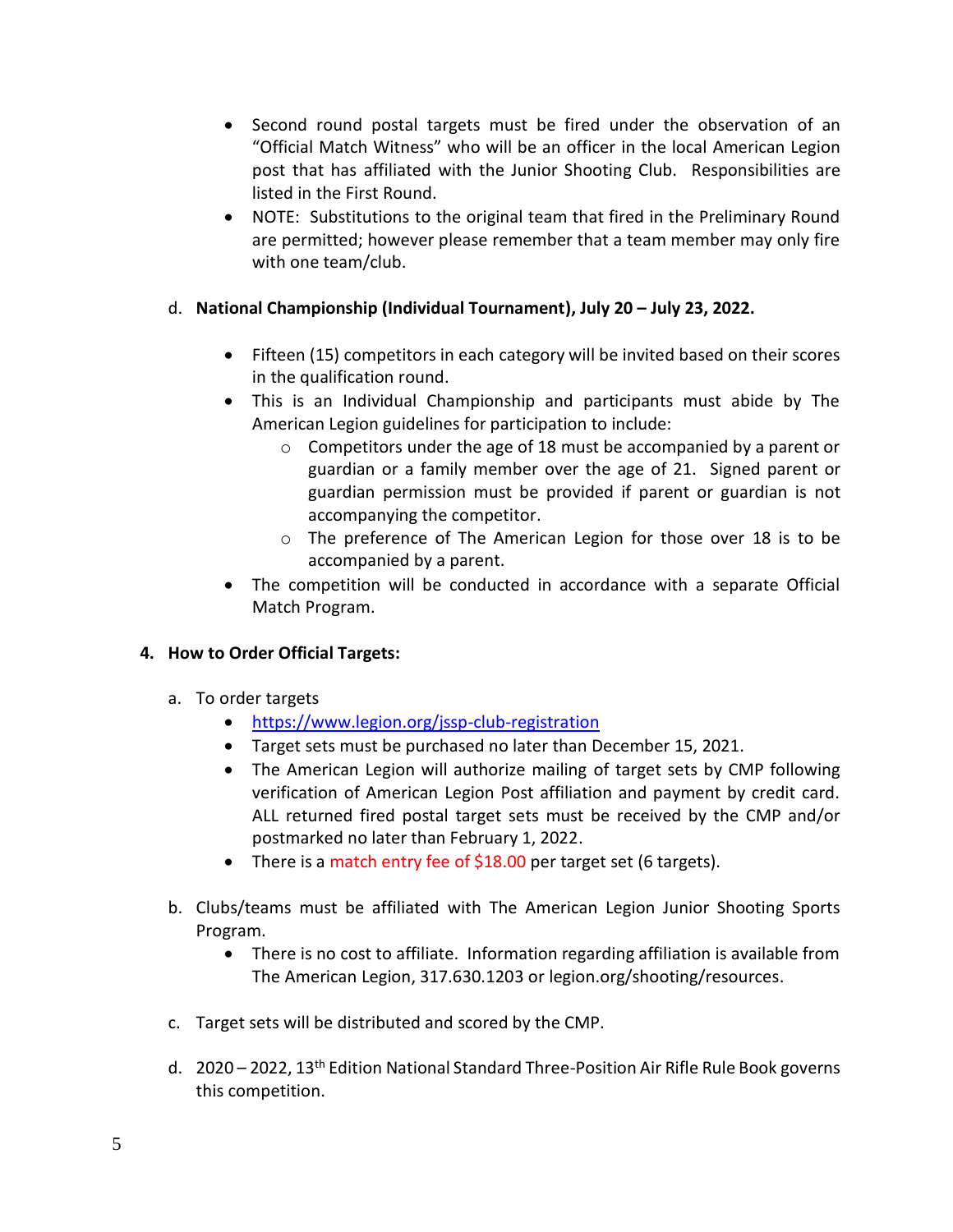- Second round postal targets must be fired under the observation of an "Official Match Witness" who will be an officer in the local American Legion post that has affiliated with the Junior Shooting Club. Responsibilities are listed in the First Round.
- NOTE: Substitutions to the original team that fired in the Preliminary Round are permitted; however please remember that a team member may only fire with one team/club.

d. **National Championship (Individual Tournament), July 20 – July 23, 2022.**

- Fifteen (15) competitors in each category will be invited based on their scores in the qualification round.
- This is an Individual Championship and participants must abide by The American Legion guidelines for participation to include:
  - Competitors under the age of 18 must be accompanied by a parent or guardian or a family member over the age of 21. Signed parent or guardian permission must be provided if parent or guardian is not accompanying the competitor.
  - The preference of The American Legion for those over 18 is to be accompanied by a parent.
- The competition will be conducted in accordance with a separate Official Match Program.

**4. How to Order Official Targets:**

a. To order targets
- [https://www.legion.org/jssp-club-registration](https://www.legion.org/jssp-club-registration)
- Target sets must be purchased no later than December 15, 2021.
- The American Legion will authorize mailing of target sets by CMP following verification of American Legion Post affiliation and payment by credit card. ALL returned fired postal target sets must be received by the CMP and/or postmarked no later than February 1, 2022.
- There is a match entry fee of $18.00 per target set (6 targets).

b. Clubs/teams must be affiliated with The American Legion Junior Shooting Sports Program.
- There is no cost to affiliate. Information regarding affiliation is available from The American Legion, 317.630.1203 or legion.org/shooting/resources.

c. Target sets will be distributed and scored by the CMP.

d. 2020 – 2022, 13th Edition National Standard Three-Position Air Rifle Rule Book governs this competition.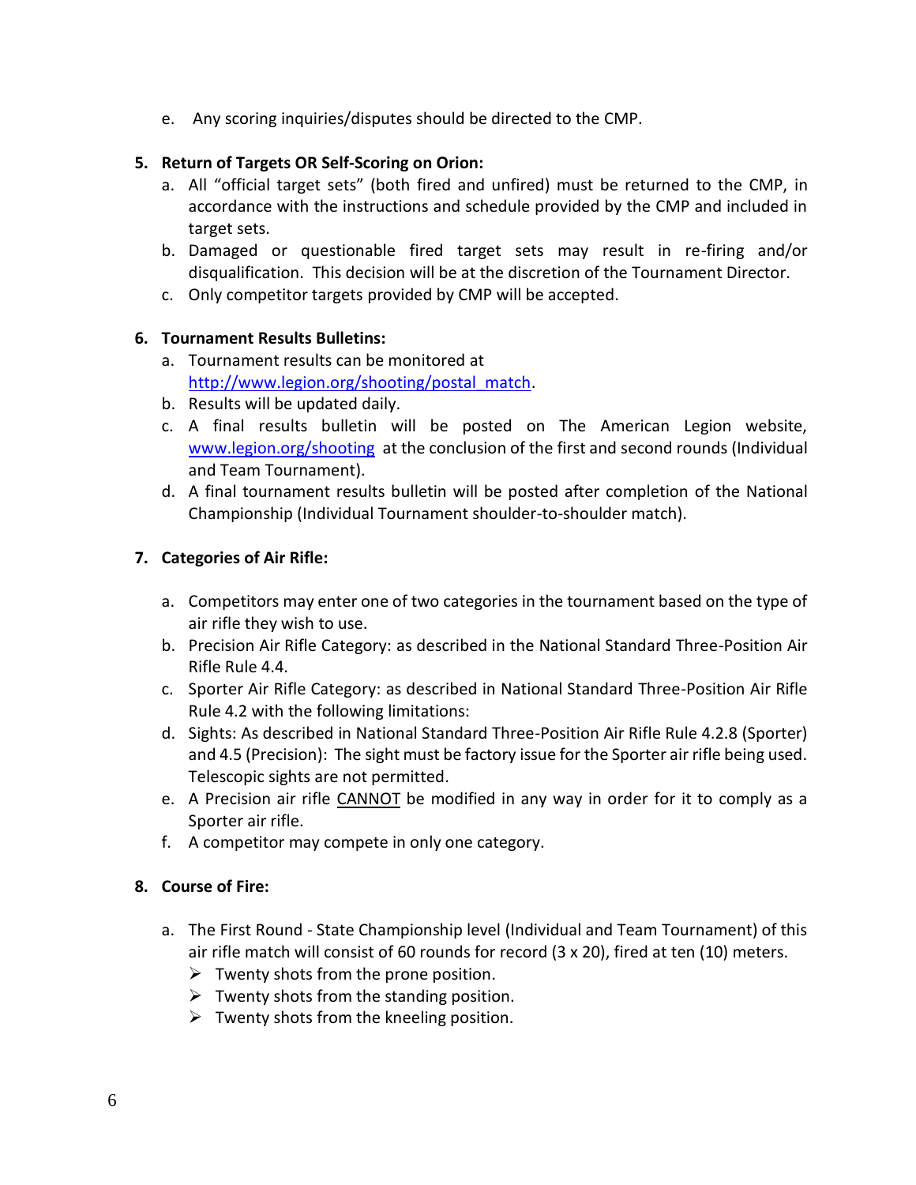e. Any scoring inquiries/disputes should be directed to the CMP.

5. **Return of Targets OR Self-Scoring on Orion:**
   a. All "official target sets" (both fired and unfired) must be returned to the CMP, in accordance with the instructions and schedule provided by the CMP and included in target sets.
   b. Damaged or questionable fired target sets may result in re-firing and/or disqualification. This decision will be at the discretion of the Tournament Director.
   c. Only competitor targets provided by CMP will be accepted.

6. **Tournament Results Bulletins:**
   a. Tournament results can be monitored at http://www.legion.org/shooting/postal_match.
   b. Results will be updated daily.
   c. A final results bulletin will be posted on The American Legion website, www.legion.org/shooting at the conclusion of the first and second rounds (Individual and Team Tournament).
   d. A final tournament results bulletin will be posted after completion of the National Championship (Individual Tournament shoulder-to-shoulder match).

7. **Categories of Air Rifle:**

   a. Competitors may enter one of two categories in the tournament based on the type of air rifle they wish to use.
   b. Precision Air Rifle Category: as described in the National Standard Three-Position Air Rifle Rule 4.4.
   c. Sporter Air Rifle Category: as described in National Standard Three-Position Air Rifle Rule 4.2 with the following limitations:
   d. Sights: As described in National Standard Three-Position Air Rifle Rule 4.2.8 (Sporter) and 4.5 (Precision): The sight must be factory issue for the Sporter air rifle being used. Telescopic sights are not permitted.
   e. A Precision air rifle CANNOT be modified in any way in order for it to comply as a Sporter air rifle.
   f. A competitor may compete in only one category.

8. **Course of Fire:**

   a. The First Round - State Championship level (Individual and Team Tournament) of this air rifle match will consist of 60 rounds for record (3 x 20), fired at ten (10) meters.
      - Twenty shots from the prone position.
      - Twenty shots from the standing position.
      - Twenty shots from the kneeling position.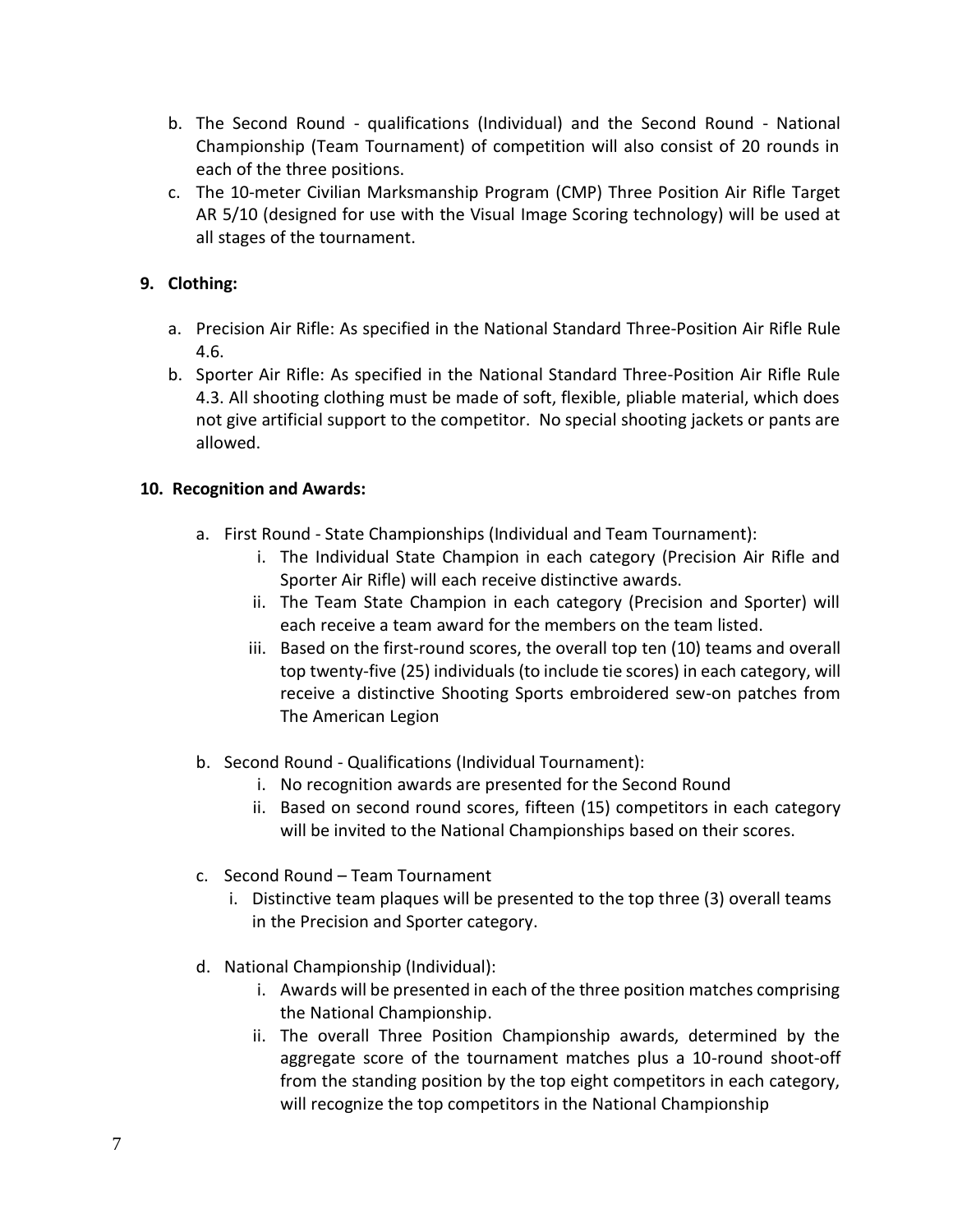b. The Second Round - qualifications (Individual) and the Second Round - National Championship (Team Tournament) of competition will also consist of 20 rounds in each of the three positions.
c. The 10-meter Civilian Marksmanship Program (CMP) Three Position Air Rifle Target AR 5/10 (designed for use with the Visual Image Scoring technology) will be used at all stages of the tournament.

**9. Clothing:**

a. Precision Air Rifle: As specified in the National Standard Three-Position Air Rifle Rule 4.6.
b. Sporter Air Rifle: As specified in the National Standard Three-Position Air Rifle Rule 4.3. All shooting clothing must be made of soft, flexible, pliable material, which does not give artificial support to the competitor. No special shooting jackets or pants are allowed.

**10. Recognition and Awards:**

a. First Round - State Championships (Individual and Team Tournament):
   i. The Individual State Champion in each category (Precision Air Rifle and Sporter Air Rifle) will each receive distinctive awards.
   ii. The Team State Champion in each category (Precision and Sporter) will each receive a team award for the members on the team listed.
   iii. Based on the first-round scores, the overall top ten (10) teams and overall top twenty-five (25) individuals (to include tie scores) in each category, will receive a distinctive Shooting Sports embroidered sew-on patches from The American Legion

b. Second Round - Qualifications (Individual Tournament):
   i. No recognition awards are presented for the Second Round
   ii. Based on second round scores, fifteen (15) competitors in each category will be invited to the National Championships based on their scores.

c. Second Round – Team Tournament
   i. Distinctive team plaques will be presented to the top three (3) overall teams in the Precision and Sporter category.

d. National Championship (Individual):
   i. Awards will be presented in each of the three position matches comprising the National Championship.
   ii. The overall Three Position Championship awards, determined by the aggregate score of the tournament matches plus a 10-round shoot-off from the standing position by the top eight competitors in each category, will recognize the top competitors in the National Championship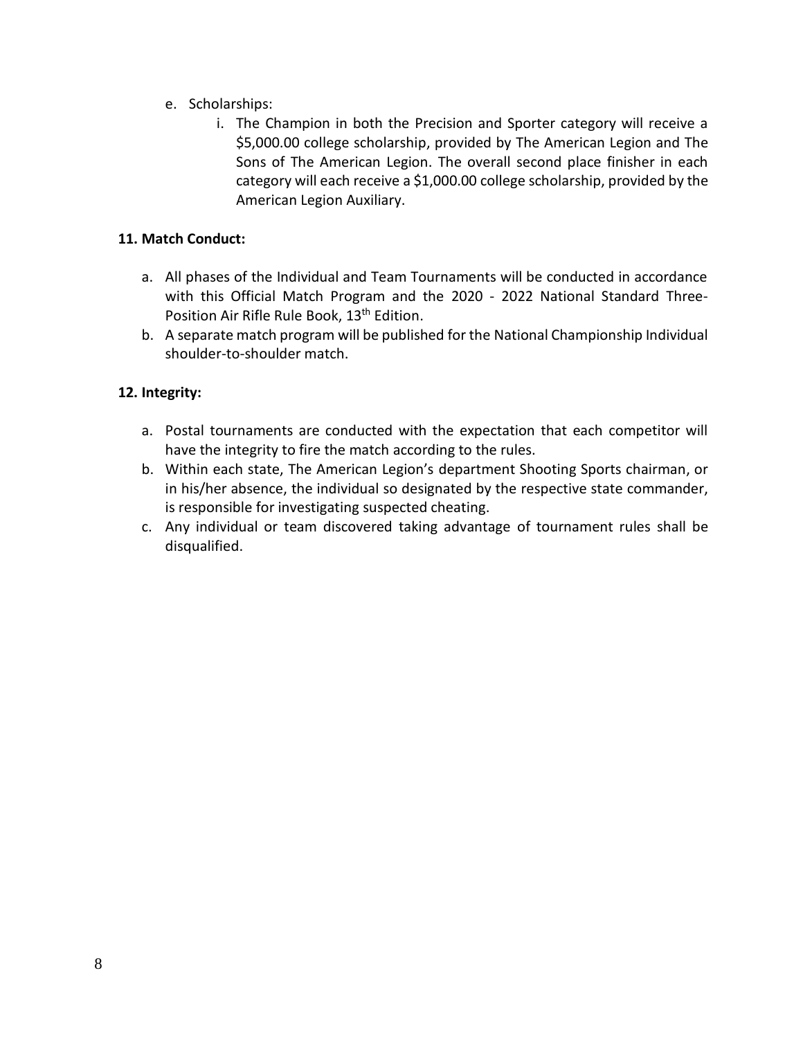e. Scholarships:

   i. The Champion in both the Precision and Sporter category will receive a $5,000.00 college scholarship, provided by The American Legion and The Sons of The American Legion. The overall second place finisher in each category will each receive a $1,000.00 college scholarship, provided by the American Legion Auxiliary.

**11. Match Conduct:**

a. All phases of the Individual and Team Tournaments will be conducted in accordance with this Official Match Program and the 2020 - 2022 National Standard Three-Position Air Rifle Rule Book, 13th Edition.
b. A separate match program will be published for the National Championship Individual shoulder-to-shoulder match.

**12. Integrity:**

a. Postal tournaments are conducted with the expectation that each competitor will have the integrity to fire the match according to the rules.
b. Within each state, The American Legion's department Shooting Sports chairman, or in his/her absence, the individual so designated by the respective state commander, is responsible for investigating suspected cheating.
c. Any individual or team discovered taking advantage of tournament rules shall be disqualified.